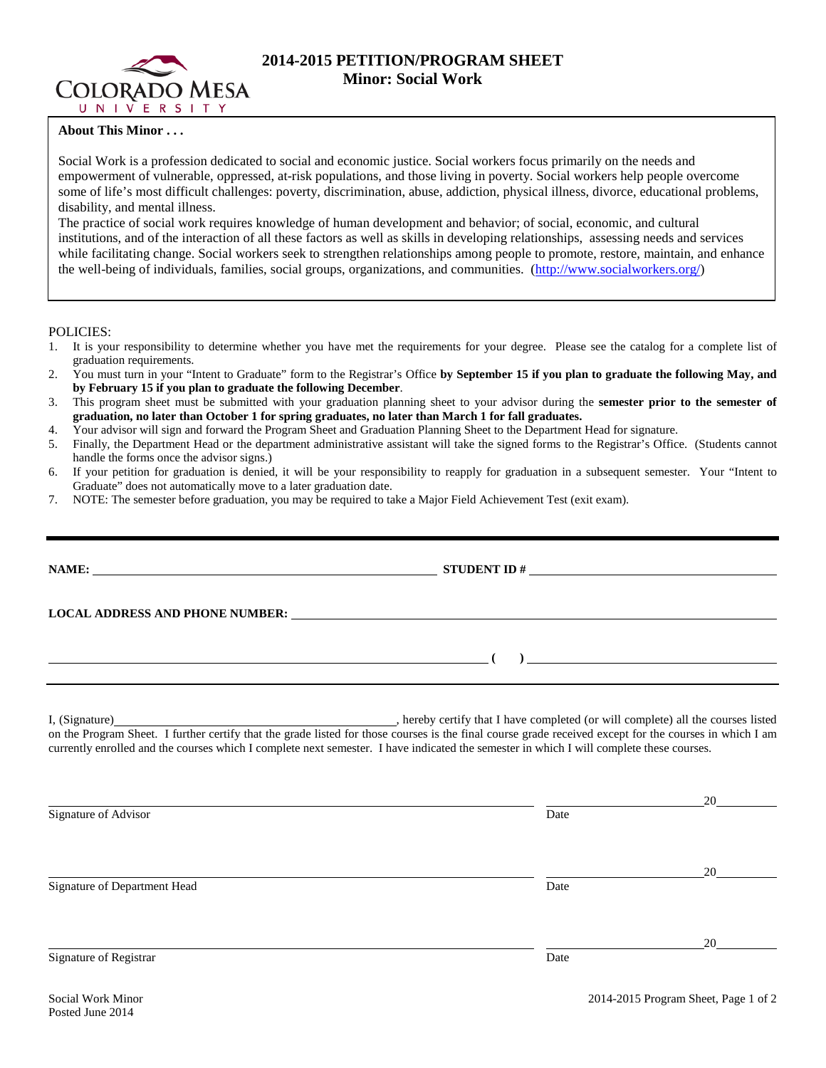# 2014-2015 PETITION/PROGRAM SHEET

## Minor: Social Work

**About This Minor . . .**

Social Work is a profession dedicated to social and economic justice. Social workers focus primarily on the needs and empowerment of vulnerable, oppressed, at-risk populations, and those living in poverty. Social workers help people overcome some of life's most difficult challenges: poverty, discrimination, abuse, addiction, physical illness, divorce, educational problems, disability, and mental illness.

The practice of social work requires knowledge of human development and behavior; of social, economic, and cultural institutions, and of the interaction of all these factors as well as skills in developing relationships, assessing needs and services while facilitating change. Social workers seek to strengthen relationships among people to promote, restore, maintain, and enhance the well-being of individuals, families, social groups, organizations, and communities. (http://www.socialworkers.org/)

POLICIES:

1. It is your responsibility to determine whether you have met the requirements for your degree. Please see the catalog for a complete list of graduation requirements.
2. You must turn in your "Intent to Graduate" form to the Registrar's Office **by September 15 if you plan to graduate the following May, and by February 15 if you plan to graduate the following December**.
3. This program sheet must be submitted with your graduation planning sheet to your advisor during the **semester prior to the semester of graduation, no later than October 1 for spring graduates, no later than March 1 for fall graduates.**
4. Your advisor will sign and forward the Program Sheet and Graduation Planning Sheet to the Department Head for signature.
5. Finally, the Department Head or the department administrative assistant will take the signed forms to the Registrar's Office. (Students cannot handle the forms once the advisor signs.)
6. If your petition for graduation is denied, it will be your responsibility to reapply for graduation in a subsequent semester. Your "Intent to Graduate" does not automatically move to a later graduation date.
7. NOTE: The semester before graduation, you may be required to take a Major Field Achievement Test (exit exam).

**NAME:** ______________________ **STUDENT ID #** ______________________

**LOCAL ADDRESS AND PHONE NUMBER:** ______________________

______________________ **( )** ______________________

I, (Signature) ______________________, hereby certify that I have completed (or will complete) all the courses listed on the Program Sheet. I further certify that the grade listed for those courses is the final course grade received except for the courses in which I am currently enrolled and the courses which I complete next semester. I have indicated the semester in which I will complete these courses.

______________________ ______________ 20______

Signature of Advisor Date

______________________ ______________ 20______

Signature of Department Head Date

______________________ ______________ 20______

Signature of Registrar Date

Social Work Minor
Posted June 2014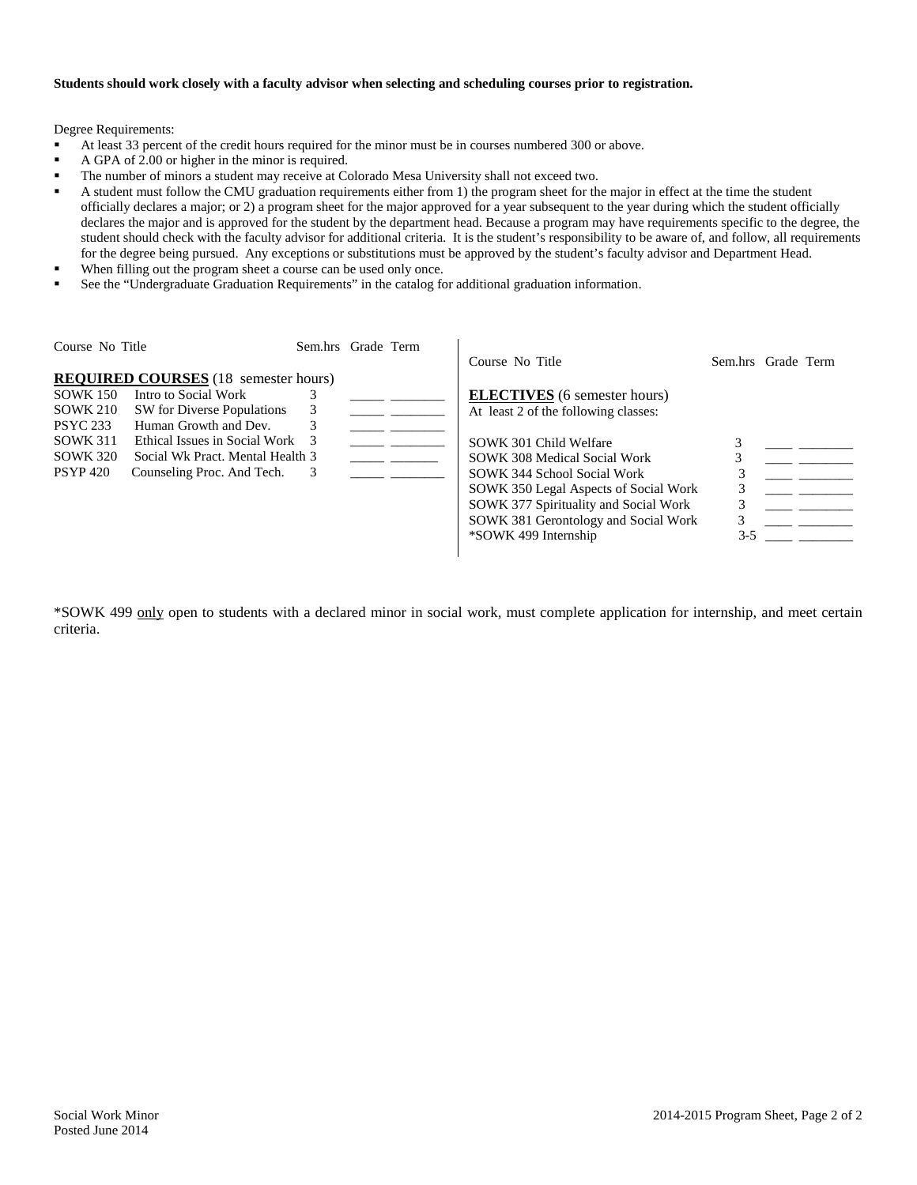**Students should work closely with a faculty advisor when selecting and scheduling courses prior to registration.**

Degree Requirements:

- At least 33 percent of the credit hours required for the minor must be in courses numbered 300 or above.
- A GPA of 2.00 or higher in the minor is required.
- The number of minors a student may receive at Colorado Mesa University shall not exceed two.
- A student must follow the CMU graduation requirements either from 1) the program sheet for the major in effect at the time the student officially declares a major; or 2) a program sheet for the major approved for a year subsequent to the year during which the student officially declares the major and is approved for the student by the department head. Because a program may have requirements specific to the degree, the student should check with the faculty advisor for additional criteria. It is the student's responsibility to be aware of, and follow, all requirements for the degree being pursued. Any exceptions or substitutions must be approved by the student's faculty advisor and Department Head.
- When filling out the program sheet a course can be used only once.
- See the "Undergraduate Graduation Requirements" in the catalog for additional graduation information.

**REQUIRED COURSES** (18 semester hours)

| Course No | Title | Sem.hrs | Grade | Term |
|---|---|---|---|---|
| SOWK 150 | Intro to Social Work | 3 | | |
| SOWK 210 | SW for Diverse Populations | 3 | | |
| PSYC 233 | Human Growth and Dev. | 3 | | |
| SOWK 311 | Ethical Issues in Social Work | 3 | | |
| SOWK 320 | Social Wk Pract. Mental Health | 3 | | |
| PSYP 420 | Counseling Proc. And Tech. | 3 | | |

**ELECTIVES** (6 semester hours)
At least 2 of the following classes:

| Course No | Title | Sem.hrs | Grade | Term |
|---|---|---|---|---|
| SOWK 301 | Child Welfare | 3 | | |
| SOWK 308 | Medical Social Work | 3 | | |
| SOWK 344 | School Social Work | 3 | | |
| SOWK 350 | Legal Aspects of Social Work | 3 | | |
| SOWK 377 | Spirituality and Social Work | 3 | | |
| SOWK 381 | Gerontology and Social Work | 3 | | |
| *SOWK 499 | Internship | 3-5 | | |

*SOWK 499 only open to students with a declared minor in social work, must complete application for internship, and meet certain criteria.

Social Work Minor
Posted June 2014